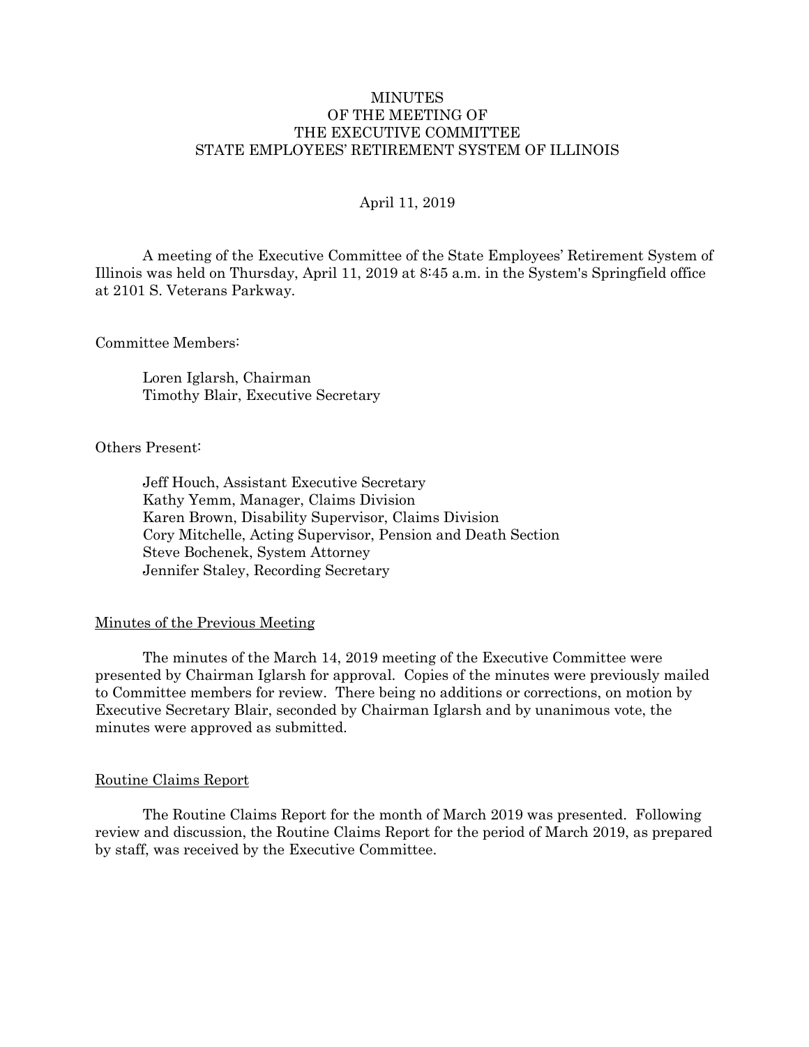# MINUTES
# OF THE MEETING OF
# THE EXECUTIVE COMMITTEE
# STATE EMPLOYEES' RETIREMENT SYSTEM OF ILLINOIS

April 11, 2019

A meeting of the Executive Committee of the State Employees' Retirement System of Illinois was held on Thursday, April 11, 2019 at 8:45 a.m. in the System's Springfield office at 2101 S. Veterans Parkway.

Committee Members:

Loren Iglarsh, Chairman
Timothy Blair, Executive Secretary

Others Present:

Jeff Houch, Assistant Executive Secretary
Kathy Yemm, Manager, Claims Division
Karen Brown, Disability Supervisor, Claims Division
Cory Mitchelle, Acting Supervisor, Pension and Death Section
Steve Bochenek, System Attorney
Jennifer Staley, Recording Secretary

## Minutes of the Previous Meeting

The minutes of the March 14, 2019 meeting of the Executive Committee were presented by Chairman Iglarsh for approval. Copies of the minutes were previously mailed to Committee members for review. There being no additions or corrections, on motion by Executive Secretary Blair, seconded by Chairman Iglarsh and by unanimous vote, the minutes were approved as submitted.

## Routine Claims Report

The Routine Claims Report for the month of March 2019 was presented. Following review and discussion, the Routine Claims Report for the period of March 2019, as prepared by staff, was received by the Executive Committee.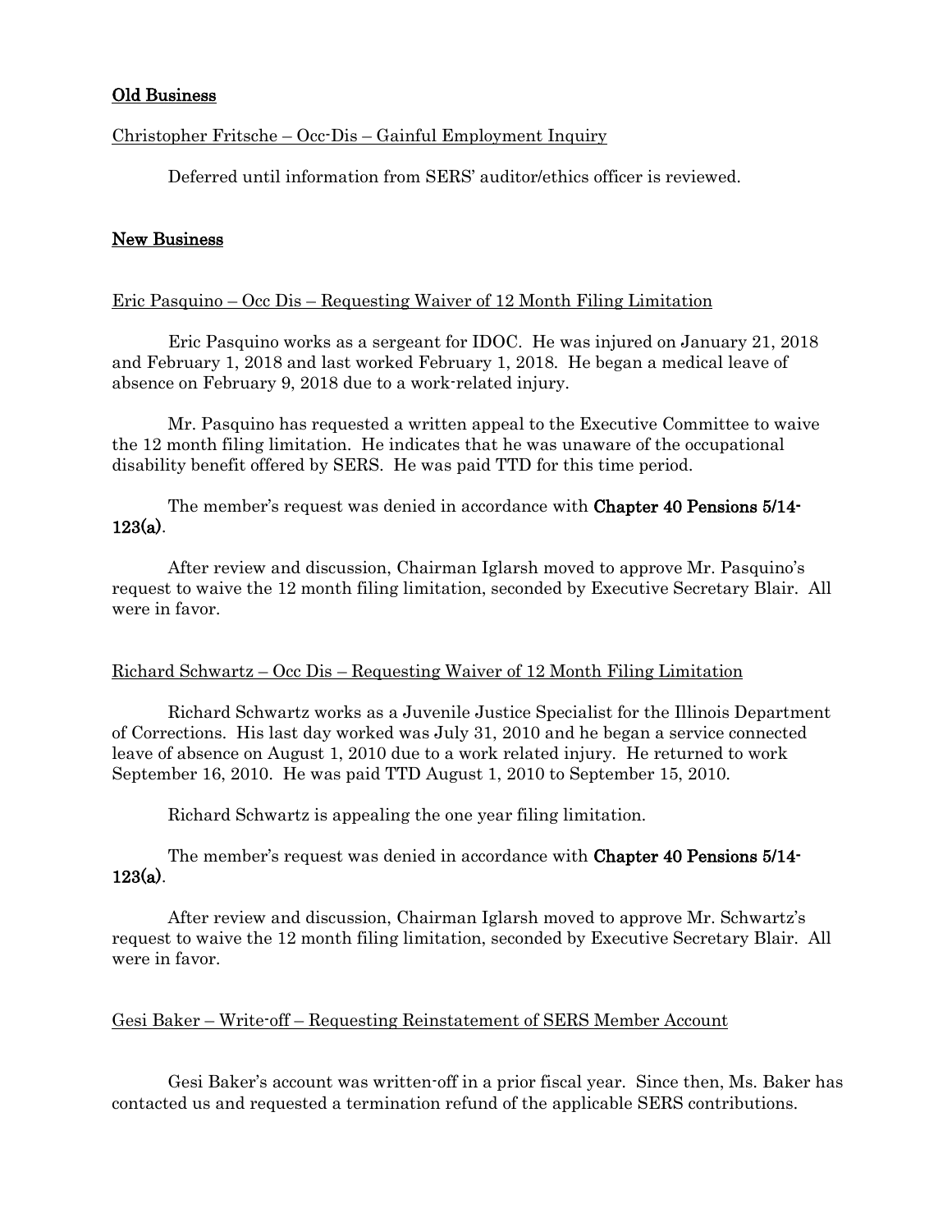## Old Business

Christopher Fritsche – Occ-Dis – Gainful Employment Inquiry

Deferred until information from SERS' auditor/ethics officer is reviewed.

## New Business

Eric Pasquino – Occ Dis – Requesting Waiver of 12 Month Filing Limitation

Eric Pasquino works as a sergeant for IDOC. He was injured on January 21, 2018 and February 1, 2018 and last worked February 1, 2018. He began a medical leave of absence on February 9, 2018 due to a work-related injury.

Mr. Pasquino has requested a written appeal to the Executive Committee to waive the 12 month filing limitation. He indicates that he was unaware of the occupational disability benefit offered by SERS. He was paid TTD for this time period.

The member's request was denied in accordance with **Chapter 40 Pensions 5/14-123(a)**.

After review and discussion, Chairman Iglarsh moved to approve Mr. Pasquino's request to waive the 12 month filing limitation, seconded by Executive Secretary Blair. All were in favor.

Richard Schwartz – Occ Dis – Requesting Waiver of 12 Month Filing Limitation

Richard Schwartz works as a Juvenile Justice Specialist for the Illinois Department of Corrections. His last day worked was July 31, 2010 and he began a service connected leave of absence on August 1, 2010 due to a work related injury. He returned to work September 16, 2010. He was paid TTD August 1, 2010 to September 15, 2010.

Richard Schwartz is appealing the one year filing limitation.

The member's request was denied in accordance with **Chapter 40 Pensions 5/14-123(a)**.

After review and discussion, Chairman Iglarsh moved to approve Mr. Schwartz's request to waive the 12 month filing limitation, seconded by Executive Secretary Blair. All were in favor.

Gesi Baker – Write-off – Requesting Reinstatement of SERS Member Account

Gesi Baker's account was written-off in a prior fiscal year. Since then, Ms. Baker has contacted us and requested a termination refund of the applicable SERS contributions.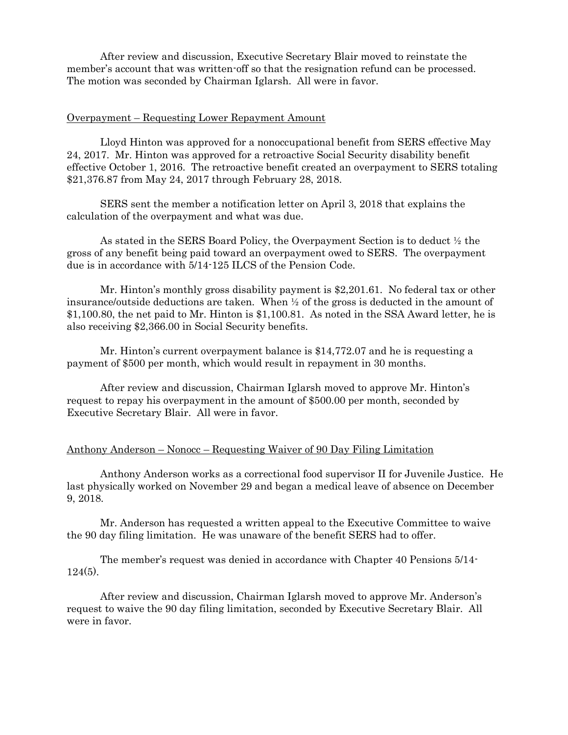After review and discussion, Executive Secretary Blair moved to reinstate the member's account that was written-off so that the resignation refund can be processed. The motion was seconded by Chairman Iglarsh. All were in favor.

## Overpayment – Requesting Lower Repayment Amount

Lloyd Hinton was approved for a nonoccupational benefit from SERS effective May 24, 2017. Mr. Hinton was approved for a retroactive Social Security disability benefit effective October 1, 2016. The retroactive benefit created an overpayment to SERS totaling $21,376.87 from May 24, 2017 through February 28, 2018.

SERS sent the member a notification letter on April 3, 2018 that explains the calculation of the overpayment and what was due.

As stated in the SERS Board Policy, the Overpayment Section is to deduct ½ the gross of any benefit being paid toward an overpayment owed to SERS. The overpayment due is in accordance with 5/14-125 ILCS of the Pension Code.

Mr. Hinton's monthly gross disability payment is $2,201.61. No federal tax or other insurance/outside deductions are taken. When ½ of the gross is deducted in the amount of $1,100.80, the net paid to Mr. Hinton is $1,100.81. As noted in the SSA Award letter, he is also receiving $2,366.00 in Social Security benefits.

Mr. Hinton's current overpayment balance is $14,772.07 and he is requesting a payment of $500 per month, which would result in repayment in 30 months.

After review and discussion, Chairman Iglarsh moved to approve Mr. Hinton's request to repay his overpayment in the amount of $500.00 per month, seconded by Executive Secretary Blair. All were in favor.

## Anthony Anderson – Nonocc – Requesting Waiver of 90 Day Filing Limitation

Anthony Anderson works as a correctional food supervisor II for Juvenile Justice. He last physically worked on November 29 and began a medical leave of absence on December 9, 2018.

Mr. Anderson has requested a written appeal to the Executive Committee to waive the 90 day filing limitation. He was unaware of the benefit SERS had to offer.

The member's request was denied in accordance with Chapter 40 Pensions 5/14-124(5).

After review and discussion, Chairman Iglarsh moved to approve Mr. Anderson's request to waive the 90 day filing limitation, seconded by Executive Secretary Blair. All were in favor.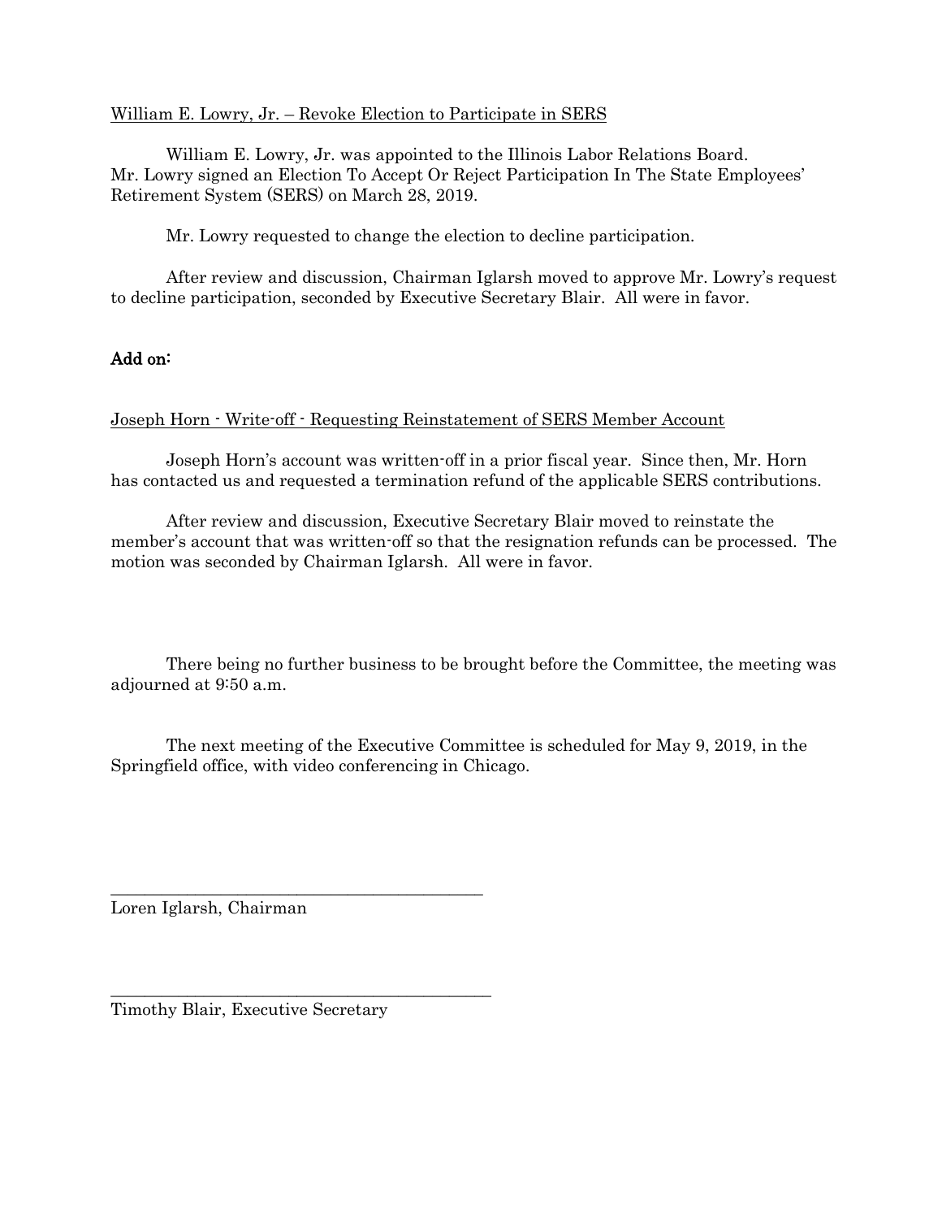William E. Lowry, Jr. – Revoke Election to Participate in SERS

William E. Lowry, Jr. was appointed to the Illinois Labor Relations Board. Mr. Lowry signed an Election To Accept Or Reject Participation In The State Employees' Retirement System (SERS) on March 28, 2019.

Mr. Lowry requested to change the election to decline participation.

After review and discussion, Chairman Iglarsh moved to approve Mr. Lowry's request to decline participation, seconded by Executive Secretary Blair. All were in favor.

**Add on:**

Joseph Horn - Write-off - Requesting Reinstatement of SERS Member Account

Joseph Horn's account was written-off in a prior fiscal year. Since then, Mr. Horn has contacted us and requested a termination refund of the applicable SERS contributions.

After review and discussion, Executive Secretary Blair moved to reinstate the member's account that was written-off so that the resignation refunds can be processed. The motion was seconded by Chairman Iglarsh. All were in favor.

There being no further business to be brought before the Committee, the meeting was adjourned at 9:50 a.m.

The next meeting of the Executive Committee is scheduled for May 9, 2019, in the Springfield office, with video conferencing in Chicago.

_____________________________________________
Loren Iglarsh, Chairman

_____________________________________________
Timothy Blair, Executive Secretary